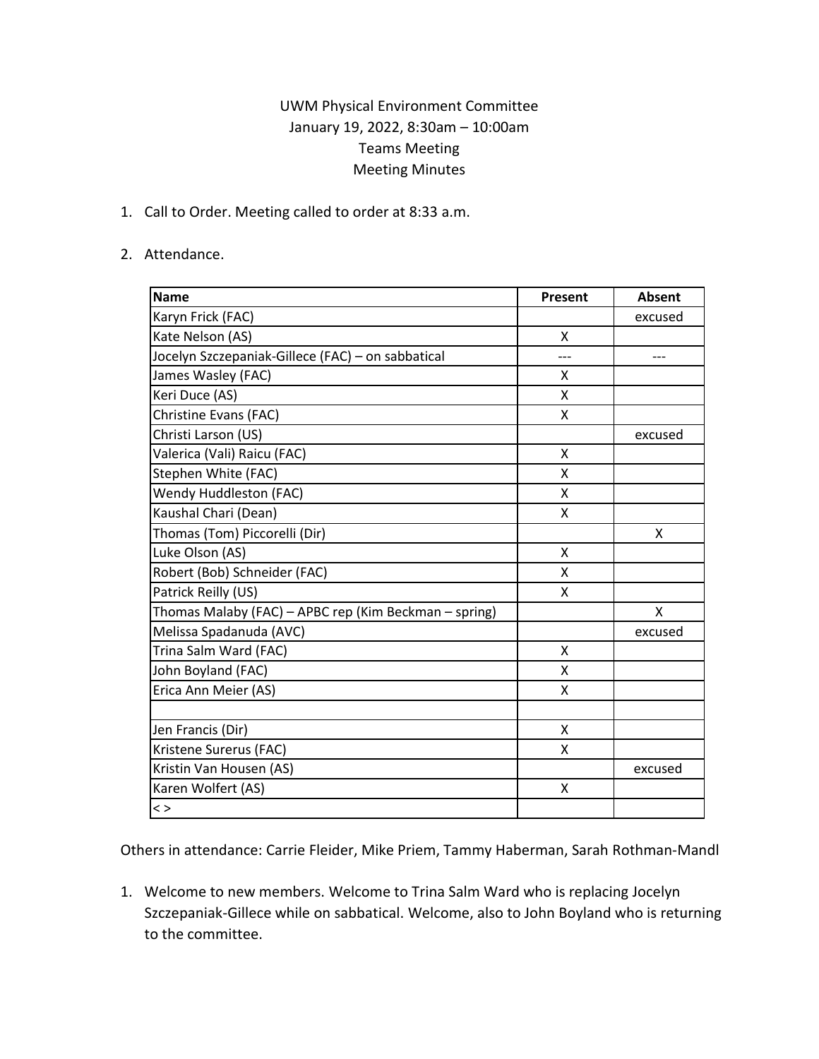UWM Physical Environment Committee
January 19, 2022, 8:30am – 10:00am
Teams Meeting
Meeting Minutes

1. Call to Order. Meeting called to order at 8:33 a.m.

2. Attendance.

| Name | Present | Absent |
|---|---|---|
| Karyn Frick (FAC) | | excused |
| Kate Nelson (AS) | X | |
| Jocelyn Szczepaniak-Gillece (FAC) – on sabbatical | --- | --- |
| James Wasley (FAC) | X | |
| Keri Duce (AS) | X | |
| Christine Evans (FAC) | X | |
| Christi Larson (US) | | excused |
| Valerica (Vali) Raicu (FAC) | X | |
| Stephen White (FAC) | X | |
| Wendy Huddleston (FAC) | X | |
| Kaushal Chari (Dean) | X | |
| Thomas (Tom) Piccorelli (Dir) | | X |
| Luke Olson (AS) | X | |
| Robert (Bob) Schneider (FAC) | X | |
| Patrick Reilly (US) | X | |
| Thomas Malaby (FAC) – APBC rep (Kim Beckman – spring) | | X |
| Melissa Spadanuda (AVC) | | excused |
| Trina Salm Ward (FAC) | X | |
| John Boyland (FAC) | X | |
| Erica Ann Meier (AS) | X | |
| | | |
| Jen Francis (Dir) | X | |
| Kristene Surerus (FAC) | X | |
| Kristin Van Housen (AS) | | excused |
| Karen Wolfert (AS) | X | |
| < > | | |

Others in attendance: Carrie Fleider, Mike Priem, Tammy Haberman, Sarah Rothman-Mandl

1. Welcome to new members. Welcome to Trina Salm Ward who is replacing Jocelyn Szczepaniak-Gillece while on sabbatical. Welcome, also to John Boyland who is returning to the committee.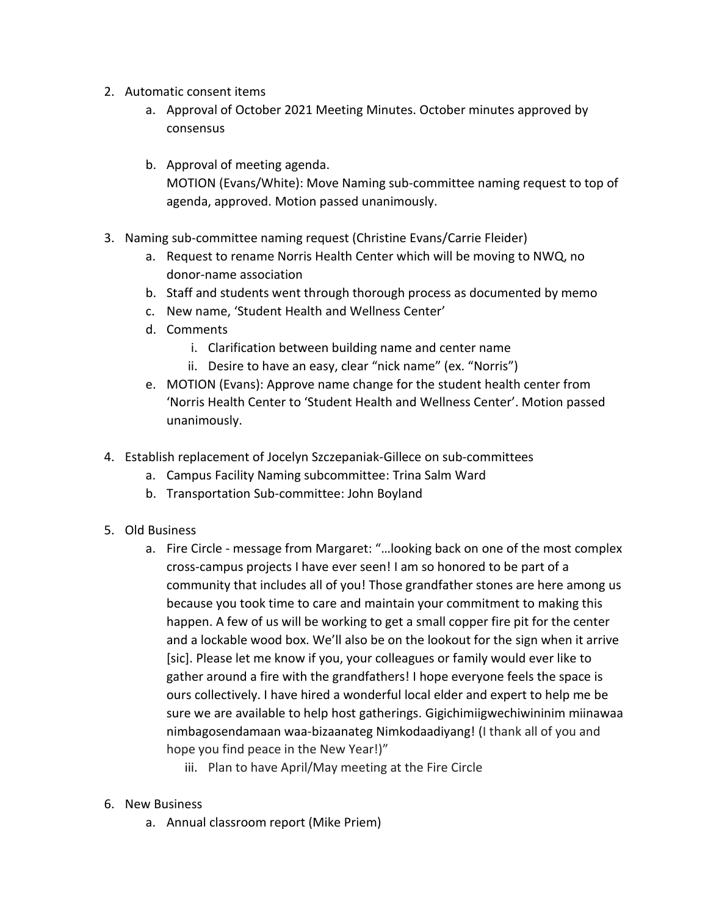2. Automatic consent items
    a. Approval of October 2021 Meeting Minutes. October minutes approved by consensus

    b. Approval of meeting agenda.
    MOTION (Evans/White): Move Naming sub-committee naming request to top of agenda, approved. Motion passed unanimously.

3. Naming sub-committee naming request (Christine Evans/Carrie Fleider)
    a. Request to rename Norris Health Center which will be moving to NWQ, no donor-name association
    b. Staff and students went through thorough process as documented by memo
    c. New name, 'Student Health and Wellness Center'
    d. Comments
        i. Clarification between building name and center name
        ii. Desire to have an easy, clear "nick name" (ex. "Norris")
    e. MOTION (Evans): Approve name change for the student health center from 'Norris Health Center to 'Student Health and Wellness Center'. Motion passed unanimously.

4. Establish replacement of Jocelyn Szczepaniak-Gillece on sub-committees
    a. Campus Facility Naming subcommittee: Trina Salm Ward
    b. Transportation Sub-committee: John Boyland

5. Old Business
    a. Fire Circle - message from Margaret: "…looking back on one of the most complex cross-campus projects I have ever seen! I am so honored to be part of a community that includes all of you! Those grandfather stones are here among us because you took time to care and maintain your commitment to making this happen. A few of us will be working to get a small copper fire pit for the center and a lockable wood box. We'll also be on the lookout for the sign when it arrive [sic]. Please let me know if you, your colleagues or family would ever like to gather around a fire with the grandfathers! I hope everyone feels the space is ours collectively. I have hired a wonderful local elder and expert to help me be sure we are available to help host gatherings. Gigichimiigwechiwininim miinawaa nimbagosendamaan waa-bizaanateg Nimkodaadiyang! (I thank all of you and hope you find peace in the New Year!)"
        iii. Plan to have April/May meeting at the Fire Circle

6. New Business
    a. Annual classroom report (Mike Priem)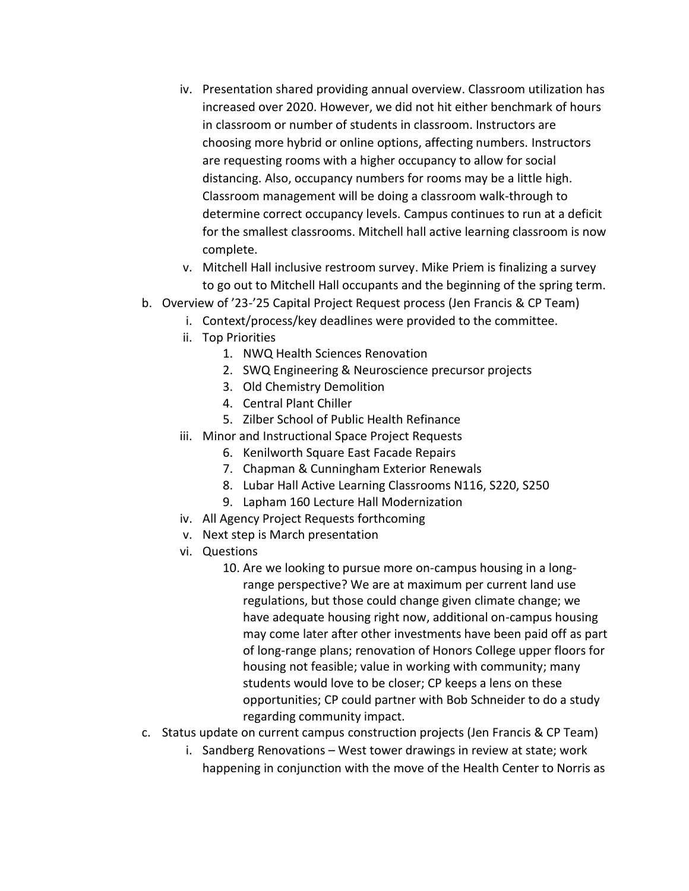iv. Presentation shared providing annual overview. Classroom utilization has increased over 2020. However, we did not hit either benchmark of hours in classroom or number of students in classroom. Instructors are choosing more hybrid or online options, affecting numbers. Instructors are requesting rooms with a higher occupancy to allow for social distancing. Also, occupancy numbers for rooms may be a little high. Classroom management will be doing a classroom walk-through to determine correct occupancy levels. Campus continues to run at a deficit for the smallest classrooms. Mitchell hall active learning classroom is now complete.

v. Mitchell Hall inclusive restroom survey. Mike Priem is finalizing a survey to go out to Mitchell Hall occupants and the beginning of the spring term.

b. Overview of '23-'25 Capital Project Request process (Jen Francis & CP Team)

   i. Context/process/key deadlines were provided to the committee.

   ii. Top Priorities

      1. NWQ Health Sciences Renovation
      2. SWQ Engineering & Neuroscience precursor projects
      3. Old Chemistry Demolition
      4. Central Plant Chiller
      5. Zilber School of Public Health Refinance

   iii. Minor and Instructional Space Project Requests

      6. Kenilworth Square East Facade Repairs
      7. Chapman & Cunningham Exterior Renewals
      8. Lubar Hall Active Learning Classrooms N116, S220, S250
      9. Lapham 160 Lecture Hall Modernization

   iv. All Agency Project Requests forthcoming

   v. Next step is March presentation

   vi. Questions

      10. Are we looking to pursue more on-campus housing in a long-range perspective? We are at maximum per current land use regulations, but those could change given climate change; we have adequate housing right now, additional on-campus housing may come later after other investments have been paid off as part of long-range plans; renovation of Honors College upper floors for housing not feasible; value in working with community; many students would love to be closer; CP keeps a lens on these opportunities; CP could partner with Bob Schneider to do a study regarding community impact.

c. Status update on current campus construction projects (Jen Francis & CP Team)

   i. Sandberg Renovations – West tower drawings in review at state; work happening in conjunction with the move of the Health Center to Norris as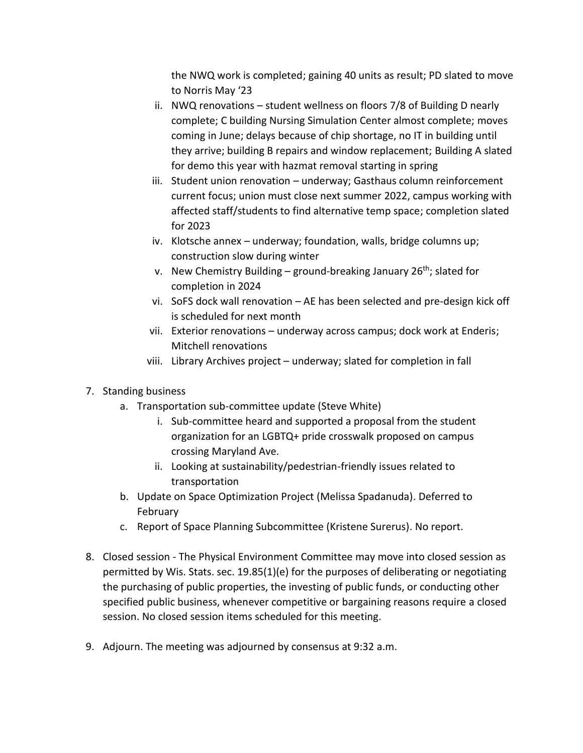the NWQ work is completed; gaining 40 units as result; PD slated to move to Norris May '23

   ii. NWQ renovations – student wellness on floors 7/8 of Building D nearly complete; C building Nursing Simulation Center almost complete; moves coming in June; delays because of chip shortage, no IT in building until they arrive; building B repairs and window replacement; Building A slated for demo this year with hazmat removal starting in spring
   iii. Student union renovation – underway; Gasthaus column reinforcement current focus; union must close next summer 2022, campus working with affected staff/students to find alternative temp space; completion slated for 2023
   iv. Klotsche annex – underway; foundation, walls, bridge columns up; construction slow during winter
   v. New Chemistry Building – ground-breaking January 26th; slated for completion in 2024
   vi. SoFS dock wall renovation – AE has been selected and pre-design kick off is scheduled for next month
   vii. Exterior renovations – underway across campus; dock work at Enderis; Mitchell renovations
   viii. Library Archives project – underway; slated for completion in fall

7. Standing business
   a. Transportation sub-committee update (Steve White)
      i. Sub-committee heard and supported a proposal from the student organization for an LGBTQ+ pride crosswalk proposed on campus crossing Maryland Ave.
      ii. Looking at sustainability/pedestrian-friendly issues related to transportation
   b. Update on Space Optimization Project (Melissa Spadanuda). Deferred to February
   c. Report of Space Planning Subcommittee (Kristene Surerus). No report.

8. Closed session - The Physical Environment Committee may move into closed session as permitted by Wis. Stats. sec. 19.85(1)(e) for the purposes of deliberating or negotiating the purchasing of public properties, the investing of public funds, or conducting other specified public business, whenever competitive or bargaining reasons require a closed session. No closed session items scheduled for this meeting.

9. Adjourn. The meeting was adjourned by consensus at 9:32 a.m.